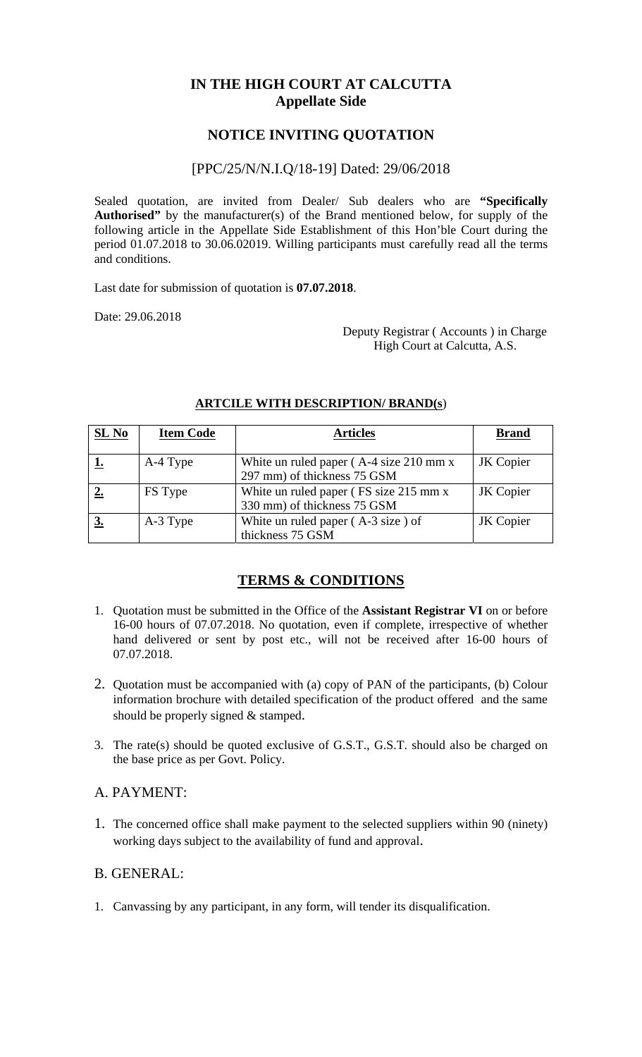## IN THE HIGH COURT AT CALCUTTA
## Appellate Side

## NOTICE INVITING QUOTATION

[PPC/25/N/N.I.Q/18-19] Dated: 29/06/2018

Sealed quotation, are invited from Dealer/ Sub dealers who are **"Specifically Authorised"** by the manufacturer(s) of the Brand mentioned below, for supply of the following article in the Appellate Side Establishment of this Hon'ble Court during the period 01.07.2018 to 30.06.02019. Willing participants must carefully read all the terms and conditions.

Last date for submission of quotation is **07.07.2018**.

Date: 29.06.2018

Deputy Registrar ( Accounts ) in Charge
High Court at Calcutta, A.S.

**ARTCILE WITH DESCRIPTION/ BRAND(s)**

| SL No | Item Code | Articles | Brand |
|---|---|---|---|
| **1.** | A-4 Type | White un ruled paper ( A-4 size 210 mm x 297 mm) of thickness 75 GSM | JK Copier |
| **2.** | FS Type | White un ruled paper ( FS size 215 mm x 330 mm) of thickness 75 GSM | JK Copier |
| **3.** | A-3 Type | White un ruled paper ( A-3 size ) of thickness 75 GSM | JK Copier |

## TERMS & CONDITIONS

1. Quotation must be submitted in the Office of the **Assistant Registrar VI** on or before 16-00 hours of 07.07.2018. No quotation, even if complete, irrespective of whether hand delivered or sent by post etc., will not be received after 16-00 hours of 07.07.2018.
2. Quotation must be accompanied with (a) copy of PAN of the participants, (b) Colour information brochure with detailed specification of the product offered and the same should be properly signed & stamped.
3. The rate(s) should be quoted exclusive of G.S.T., G.S.T. should also be charged on the base price as per Govt. Policy.

### A. PAYMENT:

1. The concerned office shall make payment to the selected suppliers within 90 (ninety) working days subject to the availability of fund and approval.

### B. GENERAL:

1. Canvassing by any participant, in any form, will tender its disqualification.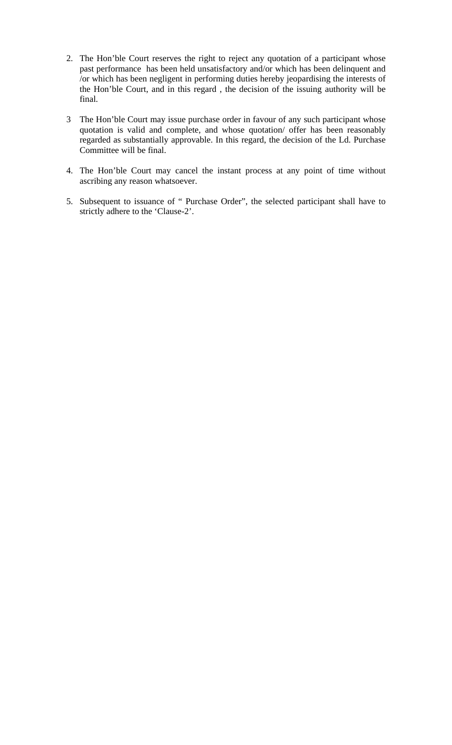2. The Hon'ble Court reserves the right to reject any quotation of a participant whose past performance has been held unsatisfactory and/or which has been delinquent and /or which has been negligent in performing duties hereby jeopardising the interests of the Hon'ble Court, and in this regard , the decision of the issuing authority will be final.

3 The Hon'ble Court may issue purchase order in favour of any such participant whose quotation is valid and complete, and whose quotation/ offer has been reasonably regarded as substantially approvable. In this regard, the decision of the Ld. Purchase Committee will be final.

4. The Hon'ble Court may cancel the instant process at any point of time without ascribing any reason whatsoever.

5. Subsequent to issuance of " Purchase Order", the selected participant shall have to strictly adhere to the 'Clause-2'.